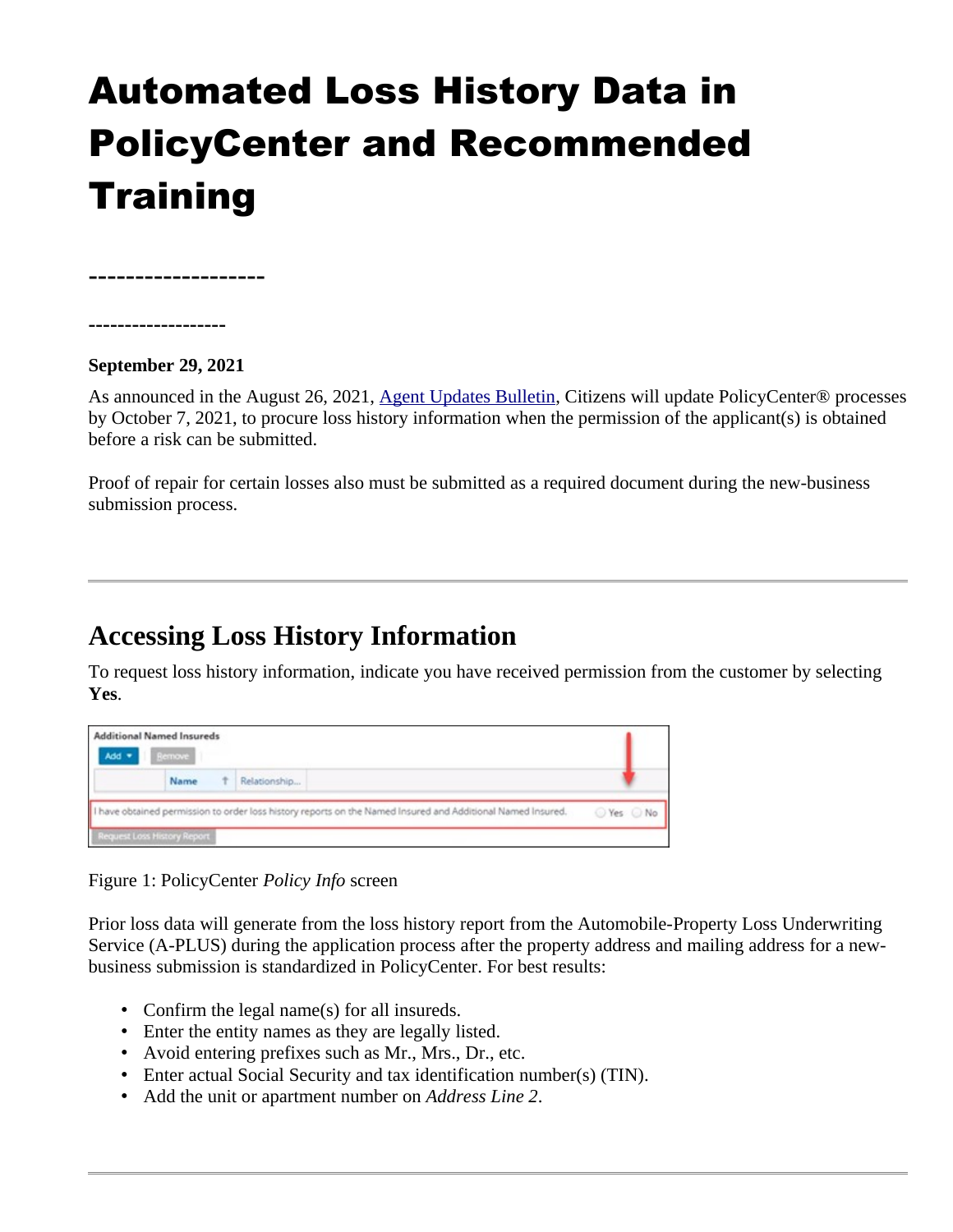# Automated Loss History Data in PolicyCenter and Recommended Training

-------------------

-------------------

**September 29, 2021**

As announced in the August 26, 2021, Agent Updates Bulletin, Citizens will update PolicyCenter® processes by October 7, 2021, to procure loss history information when the permission of the applicant(s) is obtained before a risk can be submitted.

Proof of repair for certain losses also must be submitted as a required document during the new-business submission process.

---

## Accessing Loss History Information

To request loss history information, indicate you have received permission from the customer by selecting **Yes**.

Figure 1: PolicyCenter *Policy Info* screen

Prior loss data will generate from the loss history report from the Automobile-Property Loss Underwriting Service (A-PLUS) during the application process after the property address and mailing address for a new-business submission is standardized in PolicyCenter. For best results:

- Confirm the legal name(s) for all insureds.
- Enter the entity names as they are legally listed.
- Avoid entering prefixes such as Mr., Mrs., Dr., etc.
- Enter actual Social Security and tax identification number(s) (TIN).
- Add the unit or apartment number on *Address Line 2*.

---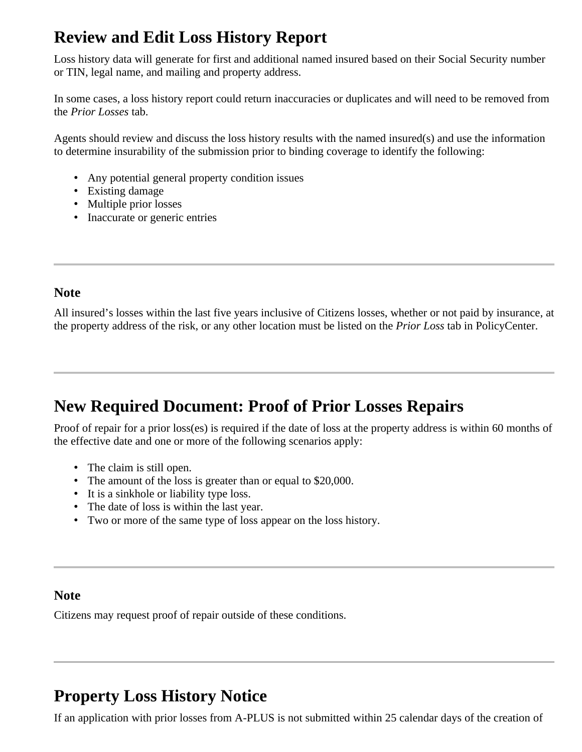## Review and Edit Loss History Report

Loss history data will generate for first and additional named insured based on their Social Security number or TIN, legal name, and mailing and property address.

In some cases, a loss history report could return inaccuracies or duplicates and will need to be removed from the *Prior Losses* tab.

Agents should review and discuss the loss history results with the named insured(s) and use the information to determine insurability of the submission prior to binding coverage to identify the following:

- Any potential general property condition issues
- Existing damage
- Multiple prior losses
- Inaccurate or generic entries

---

### Note

All insured's losses within the last five years inclusive of Citizens losses, whether or not paid by insurance, at the property address of the risk, or any other location must be listed on the *Prior Loss* tab in PolicyCenter.

---

## New Required Document: Proof of Prior Losses Repairs

Proof of repair for a prior loss(es) is required if the date of loss at the property address is within 60 months of the effective date and one or more of the following scenarios apply:

- The claim is still open.
- The amount of the loss is greater than or equal to $20,000.
- It is a sinkhole or liability type loss.
- The date of loss is within the last year.
- Two or more of the same type of loss appear on the loss history.

---

### Note

Citizens may request proof of repair outside of these conditions.

---

## Property Loss History Notice

If an application with prior losses from A-PLUS is not submitted within 25 calendar days of the creation of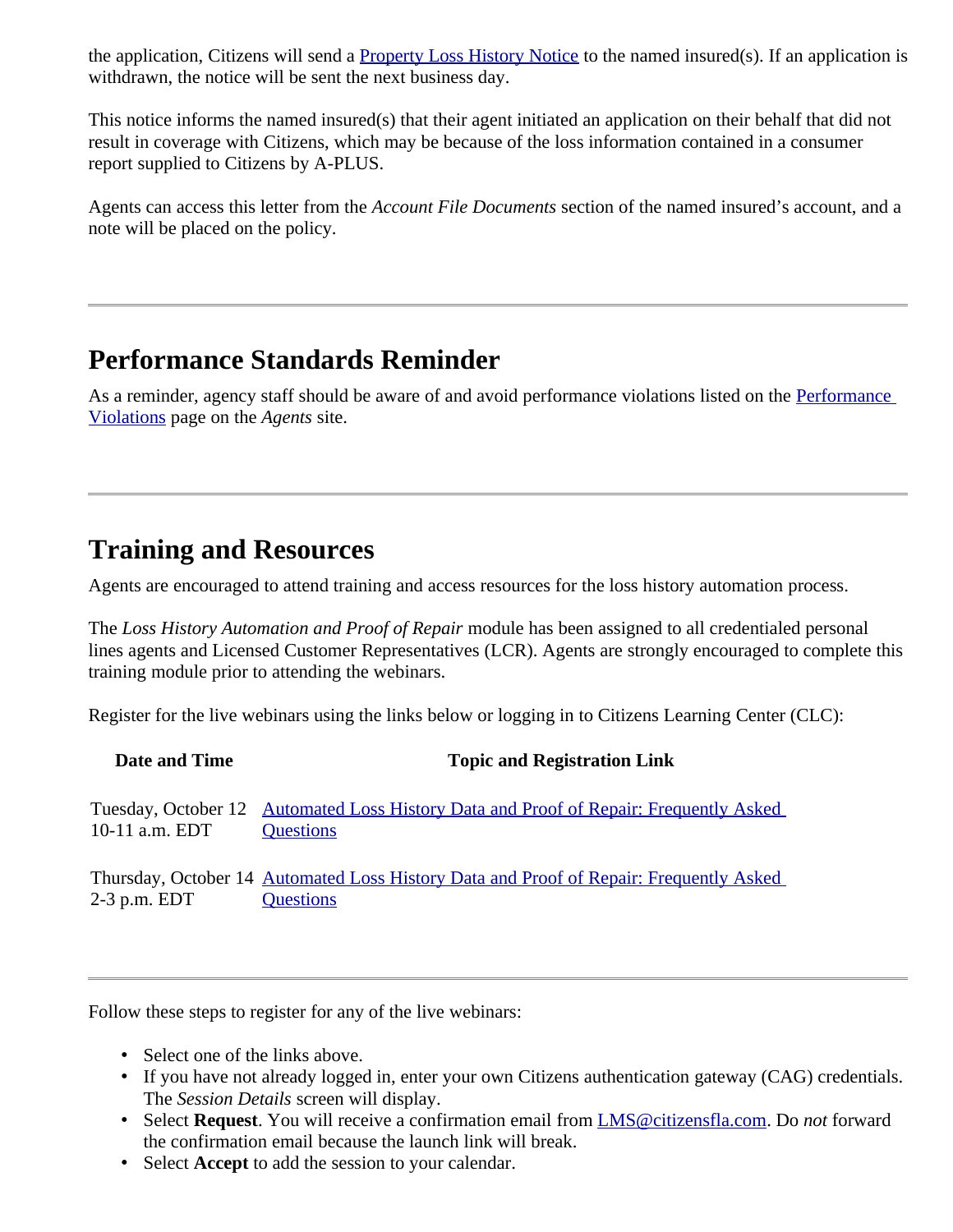the application, Citizens will send a Property Loss History Notice to the named insured(s). If an application is withdrawn, the notice will be sent the next business day.

This notice informs the named insured(s) that their agent initiated an application on their behalf that did not result in coverage with Citizens, which may be because of the loss information contained in a consumer report supplied to Citizens by A-PLUS.

Agents can access this letter from the *Account File Documents* section of the named insured's account, and a note will be placed on the policy.

---

## Performance Standards Reminder

As a reminder, agency staff should be aware of and avoid performance violations listed on the Performance Violations page on the *Agents* site.

---

## Training and Resources

Agents are encouraged to attend training and access resources for the loss history automation process.

The *Loss History Automation and Proof of Repair* module has been assigned to all credentialed personal lines agents and Licensed Customer Representatives (LCR). Agents are strongly encouraged to complete this training module prior to attending the webinars.

Register for the live webinars using the links below or logging in to Citizens Learning Center (CLC):

| Date and Time | Topic and Registration Link |
|---|---|
| Tuesday, October 12 10-11 a.m. EDT | Automated Loss History Data and Proof of Repair: Frequently Asked Questions |
| Thursday, October 14 2-3 p.m. EDT | Automated Loss History Data and Proof of Repair: Frequently Asked Questions |

---

Follow these steps to register for any of the live webinars:

- Select one of the links above.
- If you have not already logged in, enter your own Citizens authentication gateway (CAG) credentials. The *Session Details* screen will display.
- Select **Request**. You will receive a confirmation email from LMS@citizensfla.com. Do *not* forward the confirmation email because the launch link will break.
- Select **Accept** to add the session to your calendar.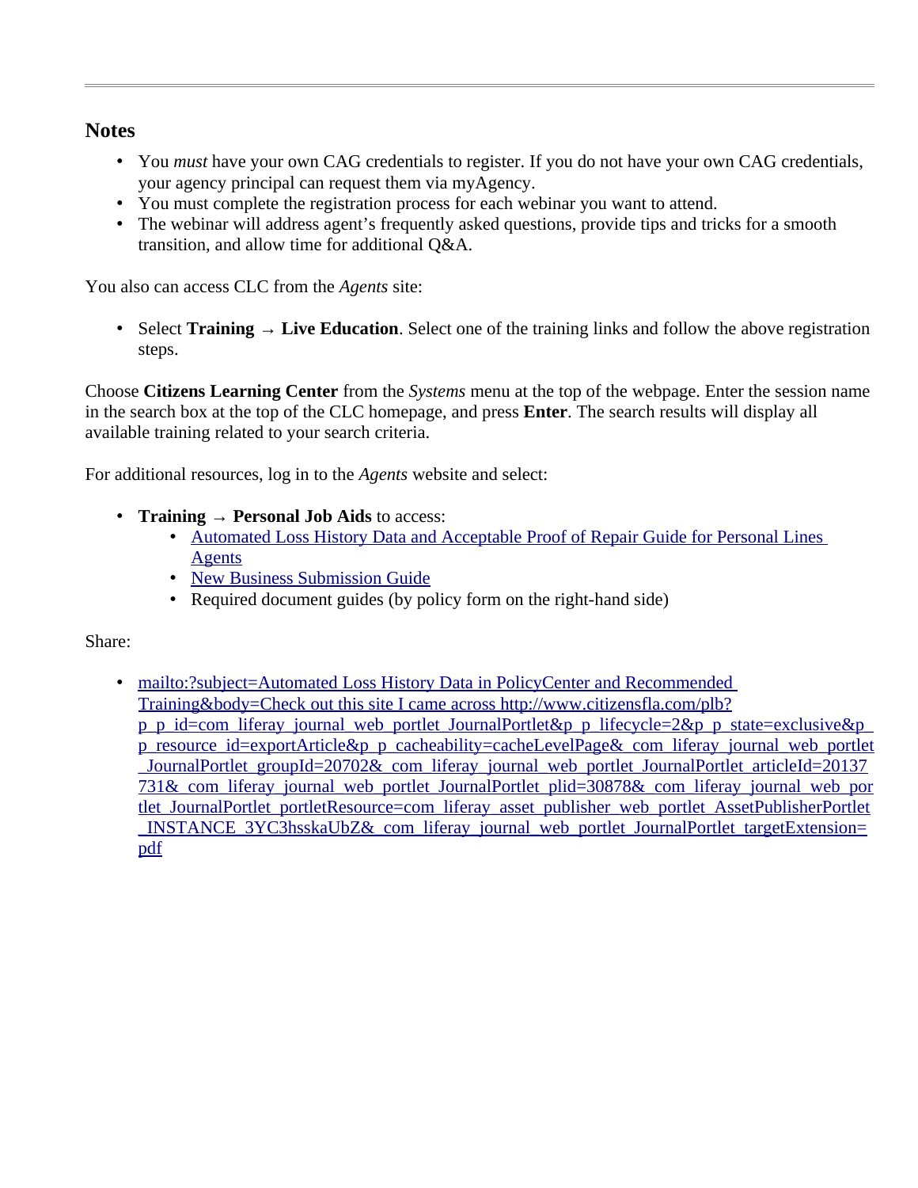---

## Notes

- You *must* have your own CAG credentials to register. If you do not have your own CAG credentials, your agency principal can request them via myAgency.
- You must complete the registration process for each webinar you want to attend.
- The webinar will address agent's frequently asked questions, provide tips and tricks for a smooth transition, and allow time for additional Q&A.

You also can access CLC from the *Agents* site:

- Select **Training → Live Education**. Select one of the training links and follow the above registration steps.

Choose **Citizens Learning Center** from the *Systems* menu at the top of the webpage. Enter the session name in the search box at the top of the CLC homepage, and press **Enter**. The search results will display all available training related to your search criteria.

For additional resources, log in to the *Agents* website and select:

- **Training → Personal Job Aids** to access:
  - Automated Loss History Data and Acceptable Proof of Repair Guide for Personal Lines Agents
  - New Business Submission Guide
  - Required document guides (by policy form on the right-hand side)

Share:

- mailto:?subject=Automated Loss History Data in PolicyCenter and Recommended Training&body=Check out this site I came across http://www.citizensfla.com/plb?p_p_id=com_liferay_journal_web_portlet_JournalPortlet&p_p_lifecycle=2&p_p_state=exclusive&p_p_resource_id=exportArticle&p_p_cacheability=cacheLevelPage&_com_liferay_journal_web_portlet_JournalPortlet_groupId=20702&_com_liferay_journal_web_portlet_JournalPortlet_articleId=20137731&_com_liferay_journal_web_portlet_JournalPortlet_plid=30878&_com_liferay_journal_web_portlet_JournalPortlet_portletResource=com_liferay_asset_publisher_web_portlet_AssetPublisherPortlet_INSTANCE_3YC3hsskaUbZ&_com_liferay_journal_web_portlet_JournalPortlet_targetExtension=pdf